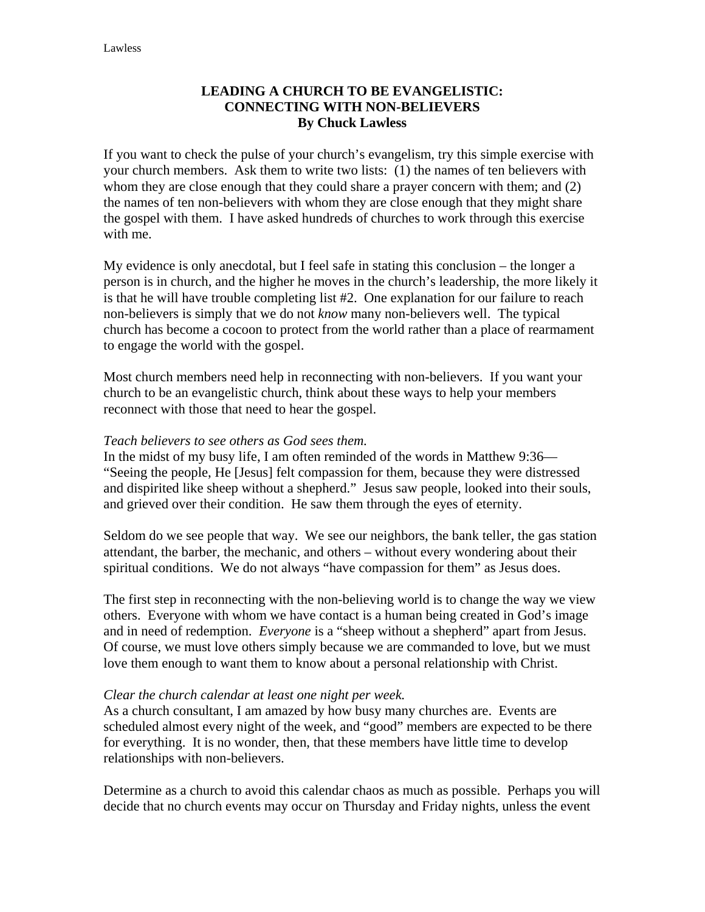# LEADING A CHURCH TO BE EVANGELISTIC: CONNECTING WITH NON-BELIEVERS

**By Chuck Lawless**

If you want to check the pulse of your church's evangelism, try this simple exercise with your church members. Ask them to write two lists: (1) the names of ten believers with whom they are close enough that they could share a prayer concern with them; and (2) the names of ten non-believers with whom they are close enough that they might share the gospel with them. I have asked hundreds of churches to work through this exercise with me.

My evidence is only anecdotal, but I feel safe in stating this conclusion – the longer a person is in church, and the higher he moves in the church's leadership, the more likely it is that he will have trouble completing list #2. One explanation for our failure to reach non-believers is simply that we do not *know* many non-believers well. The typical church has become a cocoon to protect from the world rather than a place of rearmament to engage the world with the gospel.

Most church members need help in reconnecting with non-believers. If you want your church to be an evangelistic church, think about these ways to help your members reconnect with those that need to hear the gospel.

*Teach believers to see others as God sees them.*

In the midst of my busy life, I am often reminded of the words in Matthew 9:36—"Seeing the people, He [Jesus] felt compassion for them, because they were distressed and dispirited like sheep without a shepherd." Jesus saw people, looked into their souls, and grieved over their condition. He saw them through the eyes of eternity.

Seldom do we see people that way. We see our neighbors, the bank teller, the gas station attendant, the barber, the mechanic, and others – without every wondering about their spiritual conditions. We do not always "have compassion for them" as Jesus does.

The first step in reconnecting with the non-believing world is to change the way we view others. Everyone with whom we have contact is a human being created in God's image and in need of redemption. *Everyone* is a "sheep without a shepherd" apart from Jesus. Of course, we must love others simply because we are commanded to love, but we must love them enough to want them to know about a personal relationship with Christ.

*Clear the church calendar at least one night per week.*

As a church consultant, I am amazed by how busy many churches are. Events are scheduled almost every night of the week, and "good" members are expected to be there for everything. It is no wonder, then, that these members have little time to develop relationships with non-believers.

Determine as a church to avoid this calendar chaos as much as possible. Perhaps you will decide that no church events may occur on Thursday and Friday nights, unless the event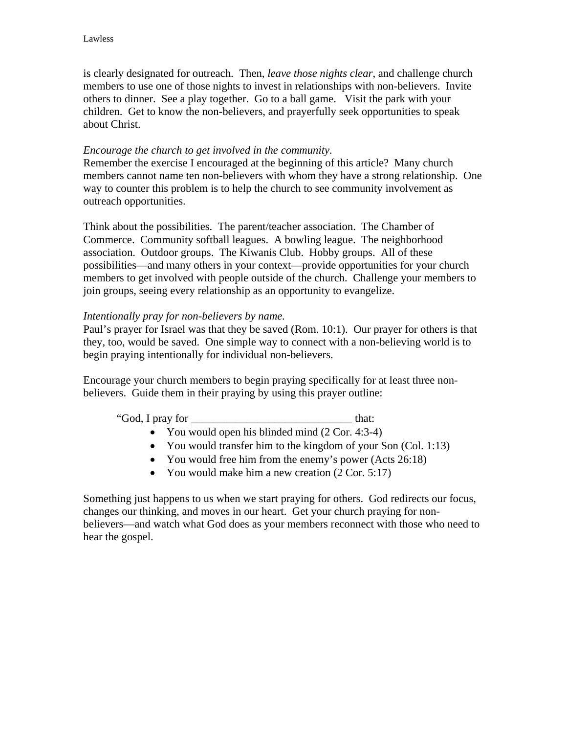is clearly designated for outreach. Then, *leave those nights clear*, and challenge church members to use one of those nights to invest in relationships with non-believers. Invite others to dinner. See a play together. Go to a ball game. Visit the park with your children. Get to know the non-believers, and prayerfully seek opportunities to speak about Christ.

*Encourage the church to get involved in the community.*
Remember the exercise I encouraged at the beginning of this article? Many church members cannot name ten non-believers with whom they have a strong relationship. One way to counter this problem is to help the church to see community involvement as outreach opportunities.

Think about the possibilities. The parent/teacher association. The Chamber of Commerce. Community softball leagues. A bowling league. The neighborhood association. Outdoor groups. The Kiwanis Club. Hobby groups. All of these possibilities—and many others in your context—provide opportunities for your church members to get involved with people outside of the church. Challenge your members to join groups, seeing every relationship as an opportunity to evangelize.

*Intentionally pray for non-believers by name.*
Paul's prayer for Israel was that they be saved (Rom. 10:1). Our prayer for others is that they, too, would be saved. One simple way to connect with a non-believing world is to begin praying intentionally for individual non-believers.

Encourage your church members to begin praying specifically for at least three non-believers. Guide them in their praying by using this prayer outline:

"God, I pray for ____________________________ that:

- You would open his blinded mind (2 Cor. 4:3-4)
- You would transfer him to the kingdom of your Son (Col. 1:13)
- You would free him from the enemy's power (Acts 26:18)
- You would make him a new creation (2 Cor. 5:17)

Something just happens to us when we start praying for others. God redirects our focus, changes our thinking, and moves in our heart. Get your church praying for non-believers—and watch what God does as your members reconnect with those who need to hear the gospel.